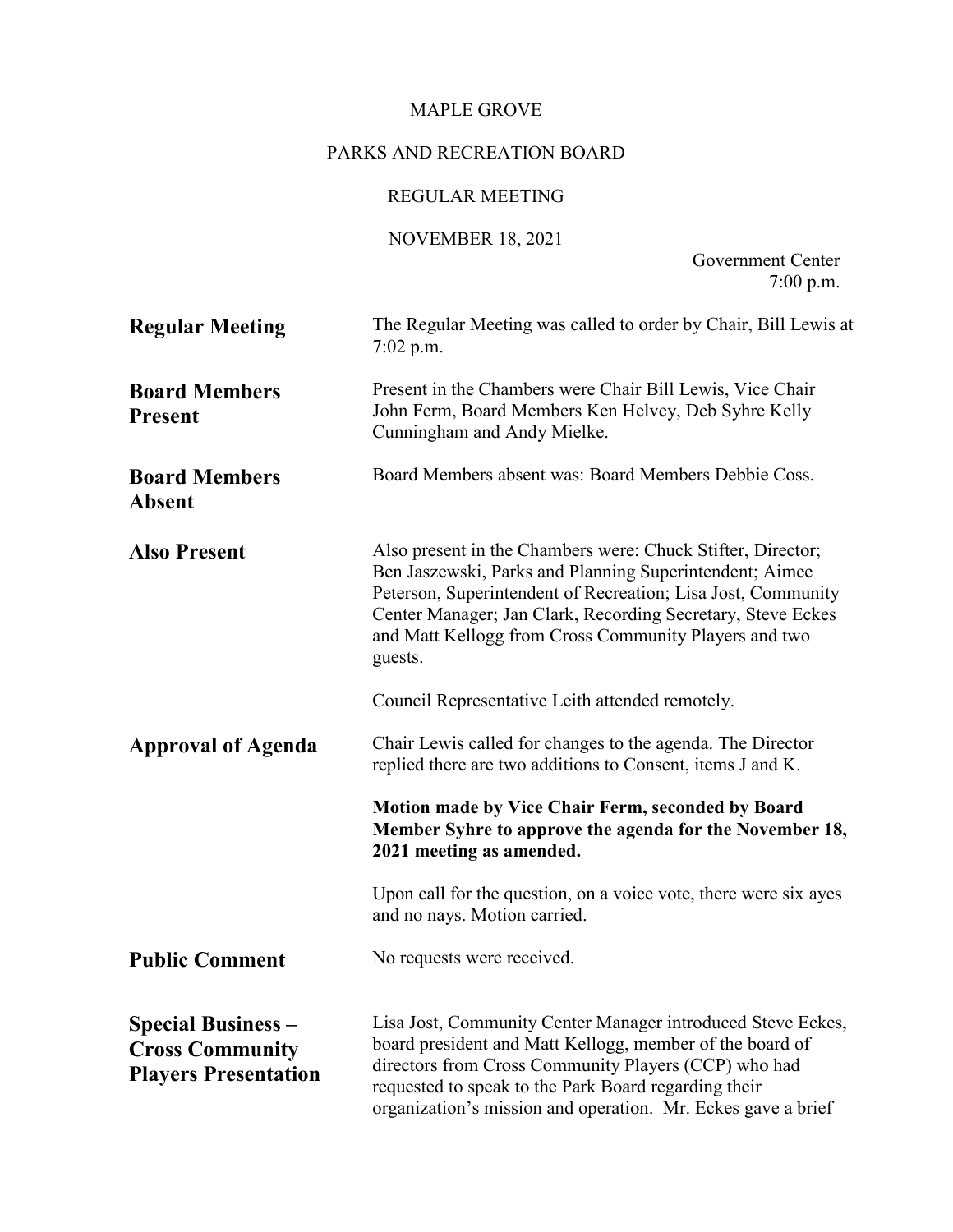MAPLE GROVE

PARKS AND RECREATION BOARD

REGULAR MEETING

NOVEMBER 18, 2021

Government Center
7:00 p.m.

**Regular Meeting**

The Regular Meeting was called to order by Chair, Bill Lewis at 7:02 p.m.

**Board Members Present**

Present in the Chambers were Chair Bill Lewis, Vice Chair John Ferm, Board Members Ken Helvey, Deb Syhre Kelly Cunningham and Andy Mielke.

**Board Members Absent**

Board Members absent was: Board Members Debbie Coss.

**Also Present**

Also present in the Chambers were: Chuck Stifter, Director; Ben Jaszewski, Parks and Planning Superintendent; Aimee Peterson, Superintendent of Recreation; Lisa Jost, Community Center Manager; Jan Clark, Recording Secretary, Steve Eckes and Matt Kellogg from Cross Community Players and two guests.

Council Representative Leith attended remotely.

**Approval of Agenda**

Chair Lewis called for changes to the agenda. The Director replied there are two additions to Consent, items J and K.

**Motion made by Vice Chair Ferm, seconded by Board Member Syhre to approve the agenda for the November 18, 2021 meeting as amended.**

Upon call for the question, on a voice vote, there were six ayes and no nays. Motion carried.

**Public Comment**

No requests were received.

**Special Business – Cross Community Players Presentation**

Lisa Jost, Community Center Manager introduced Steve Eckes, board president and Matt Kellogg, member of the board of directors from Cross Community Players (CCP) who had requested to speak to the Park Board regarding their organization's mission and operation. Mr. Eckes gave a brief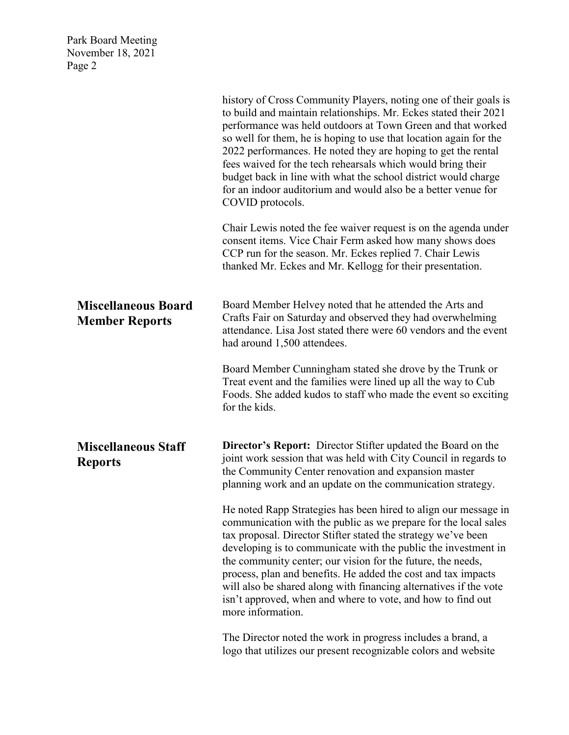history of Cross Community Players, noting one of their goals is to build and maintain relationships. Mr. Eckes stated their 2021 performance was held outdoors at Town Green and that worked so well for them, he is hoping to use that location again for the 2022 performances. He noted they are hoping to get the rental fees waived for the tech rehearsals which would bring their budget back in line with what the school district would charge for an indoor auditorium and would also be a better venue for COVID protocols.

Chair Lewis noted the fee waiver request is on the agenda under consent items. Vice Chair Ferm asked how many shows does CCP run for the season. Mr. Eckes replied 7. Chair Lewis thanked Mr. Eckes and Mr. Kellogg for their presentation.

## Miscellaneous Board Member Reports

Board Member Helvey noted that he attended the Arts and Crafts Fair on Saturday and observed they had overwhelming attendance. Lisa Jost stated there were 60 vendors and the event had around 1,500 attendees.

Board Member Cunningham stated she drove by the Trunk or Treat event and the families were lined up all the way to Cub Foods. She added kudos to staff who made the event so exciting for the kids.

## Miscellaneous Staff Reports

**Director's Report:** Director Stifter updated the Board on the joint work session that was held with City Council in regards to the Community Center renovation and expansion master planning work and an update on the communication strategy.

He noted Rapp Strategies has been hired to align our message in communication with the public as we prepare for the local sales tax proposal. Director Stifter stated the strategy we've been developing is to communicate with the public the investment in the community center; our vision for the future, the needs, process, plan and benefits. He added the cost and tax impacts will also be shared along with financing alternatives if the vote isn't approved, when and where to vote, and how to find out more information.

The Director noted the work in progress includes a brand, a logo that utilizes our present recognizable colors and website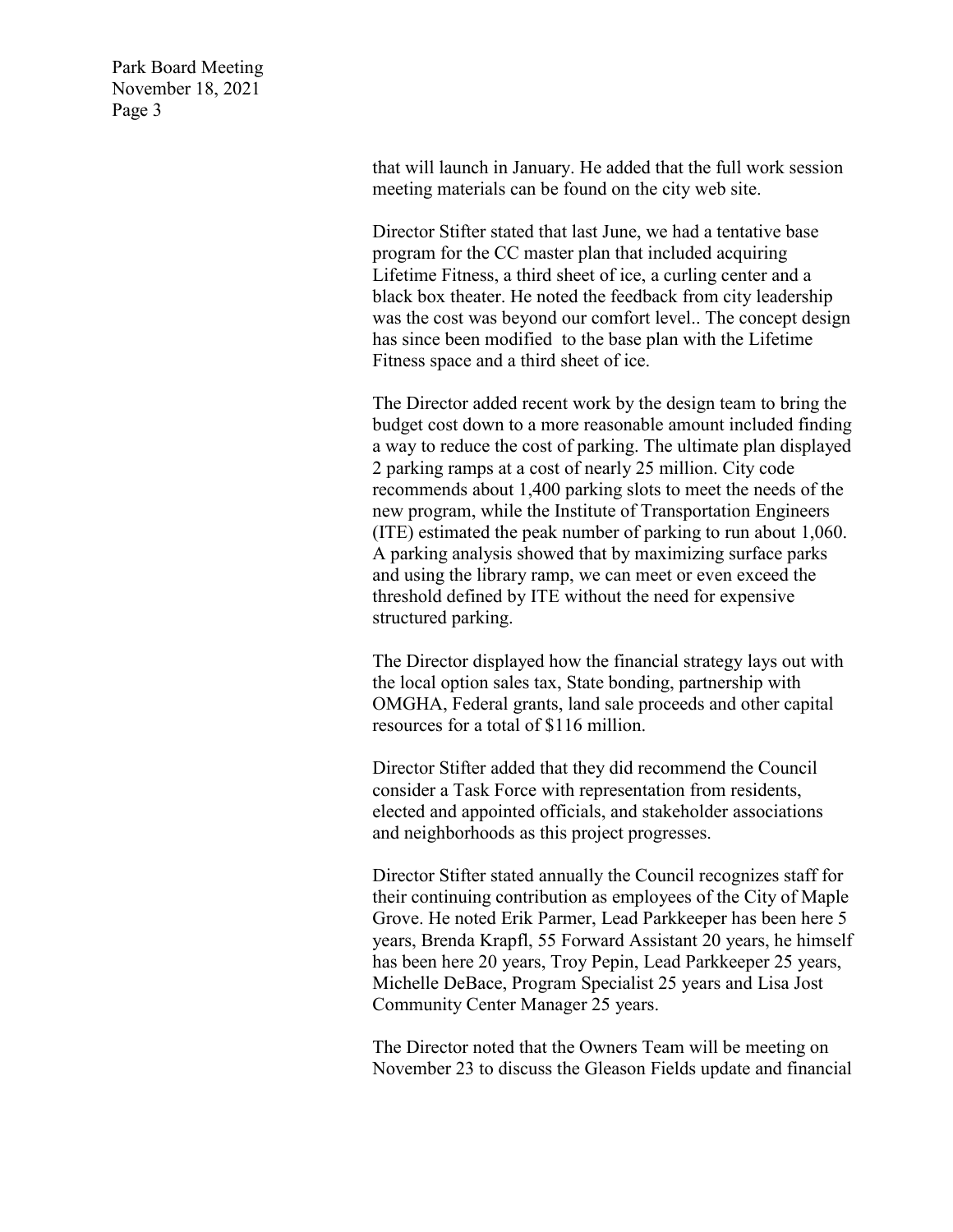that will launch in January. He added that the full work session meeting materials can be found on the city web site.

Director Stifter stated that last June, we had a tentative base program for the CC master plan that included acquiring Lifetime Fitness, a third sheet of ice, a curling center and a black box theater. He noted the feedback from city leadership was the cost was beyond our comfort level.. The concept design has since been modified to the base plan with the Lifetime Fitness space and a third sheet of ice.

The Director added recent work by the design team to bring the budget cost down to a more reasonable amount included finding a way to reduce the cost of parking. The ultimate plan displayed 2 parking ramps at a cost of nearly 25 million. City code recommends about 1,400 parking slots to meet the needs of the new program, while the Institute of Transportation Engineers (ITE) estimated the peak number of parking to run about 1,060. A parking analysis showed that by maximizing surface parks and using the library ramp, we can meet or even exceed the threshold defined by ITE without the need for expensive structured parking.

The Director displayed how the financial strategy lays out with the local option sales tax, State bonding, partnership with OMGHA, Federal grants, land sale proceeds and other capital resources for a total of $116 million.

Director Stifter added that they did recommend the Council consider a Task Force with representation from residents, elected and appointed officials, and stakeholder associations and neighborhoods as this project progresses.

Director Stifter stated annually the Council recognizes staff for their continuing contribution as employees of the City of Maple Grove. He noted Erik Parmer, Lead Parkkeeper has been here 5 years, Brenda Krapfl, 55 Forward Assistant 20 years, he himself has been here 20 years, Troy Pepin, Lead Parkkeeper 25 years, Michelle DeBace, Program Specialist 25 years and Lisa Jost Community Center Manager 25 years.

The Director noted that the Owners Team will be meeting on November 23 to discuss the Gleason Fields update and financial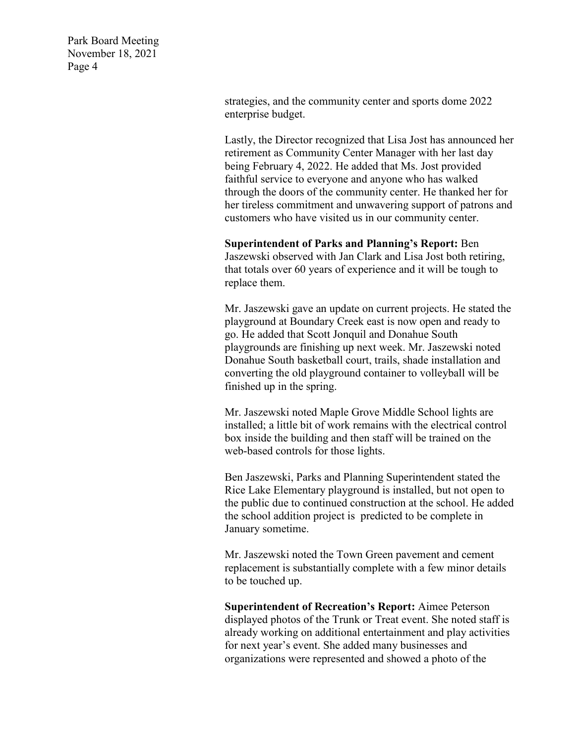strategies, and the community center and sports dome 2022 enterprise budget.

Lastly, the Director recognized that Lisa Jost has announced her retirement as Community Center Manager with her last day being February 4, 2022. He added that Ms. Jost provided faithful service to everyone and anyone who has walked through the doors of the community center. He thanked her for her tireless commitment and unwavering support of patrons and customers who have visited us in our community center.

**Superintendent of Parks and Planning's Report:** Ben Jaszewski observed with Jan Clark and Lisa Jost both retiring, that totals over 60 years of experience and it will be tough to replace them.

Mr. Jaszewski gave an update on current projects. He stated the playground at Boundary Creek east is now open and ready to go. He added that Scott Jonquil and Donahue South playgrounds are finishing up next week. Mr. Jaszewski noted Donahue South basketball court, trails, shade installation and converting the old playground container to volleyball will be finished up in the spring.

Mr. Jaszewski noted Maple Grove Middle School lights are installed; a little bit of work remains with the electrical control box inside the building and then staff will be trained on the web-based controls for those lights.

Ben Jaszewski, Parks and Planning Superintendent stated the Rice Lake Elementary playground is installed, but not open to the public due to continued construction at the school. He added the school addition project is predicted to be complete in January sometime.

Mr. Jaszewski noted the Town Green pavement and cement replacement is substantially complete with a few minor details to be touched up.

**Superintendent of Recreation's Report:** Aimee Peterson displayed photos of the Trunk or Treat event. She noted staff is already working on additional entertainment and play activities for next year's event. She added many businesses and organizations were represented and showed a photo of the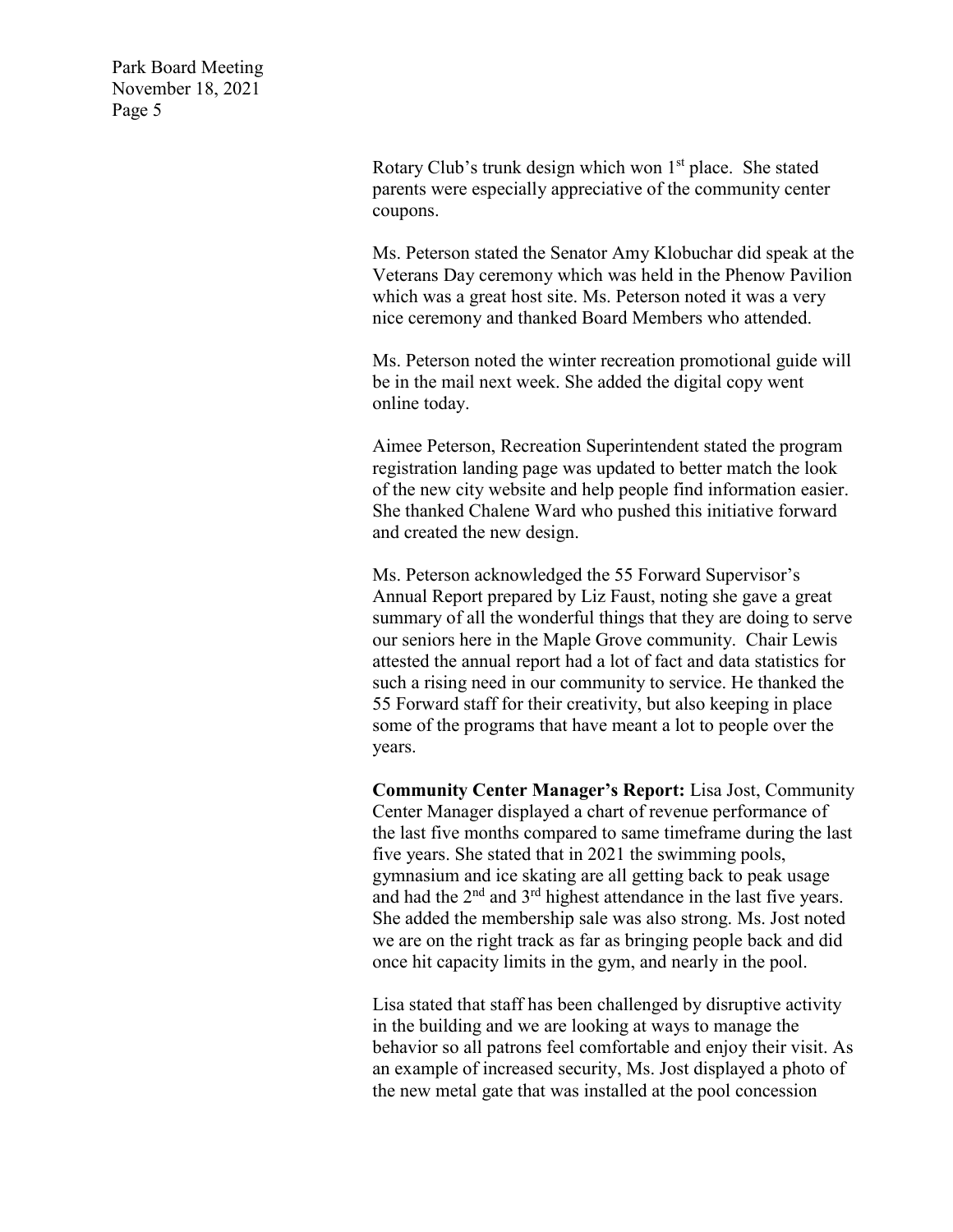Rotary Club's trunk design which won 1st place. She stated parents were especially appreciative of the community center coupons.

Ms. Peterson stated the Senator Amy Klobuchar did speak at the Veterans Day ceremony which was held in the Phenow Pavilion which was a great host site. Ms. Peterson noted it was a very nice ceremony and thanked Board Members who attended.

Ms. Peterson noted the winter recreation promotional guide will be in the mail next week. She added the digital copy went online today.

Aimee Peterson, Recreation Superintendent stated the program registration landing page was updated to better match the look of the new city website and help people find information easier. She thanked Chalene Ward who pushed this initiative forward and created the new design.

Ms. Peterson acknowledged the 55 Forward Supervisor's Annual Report prepared by Liz Faust, noting she gave a great summary of all the wonderful things that they are doing to serve our seniors here in the Maple Grove community. Chair Lewis attested the annual report had a lot of fact and data statistics for such a rising need in our community to service. He thanked the 55 Forward staff for their creativity, but also keeping in place some of the programs that have meant a lot to people over the years.

**Community Center Manager's Report:** Lisa Jost, Community Center Manager displayed a chart of revenue performance of the last five months compared to same timeframe during the last five years. She stated that in 2021 the swimming pools, gymnasium and ice skating are all getting back to peak usage and had the 2nd and 3rd highest attendance in the last five years. She added the membership sale was also strong. Ms. Jost noted we are on the right track as far as bringing people back and did once hit capacity limits in the gym, and nearly in the pool.

Lisa stated that staff has been challenged by disruptive activity in the building and we are looking at ways to manage the behavior so all patrons feel comfortable and enjoy their visit. As an example of increased security, Ms. Jost displayed a photo of the new metal gate that was installed at the pool concession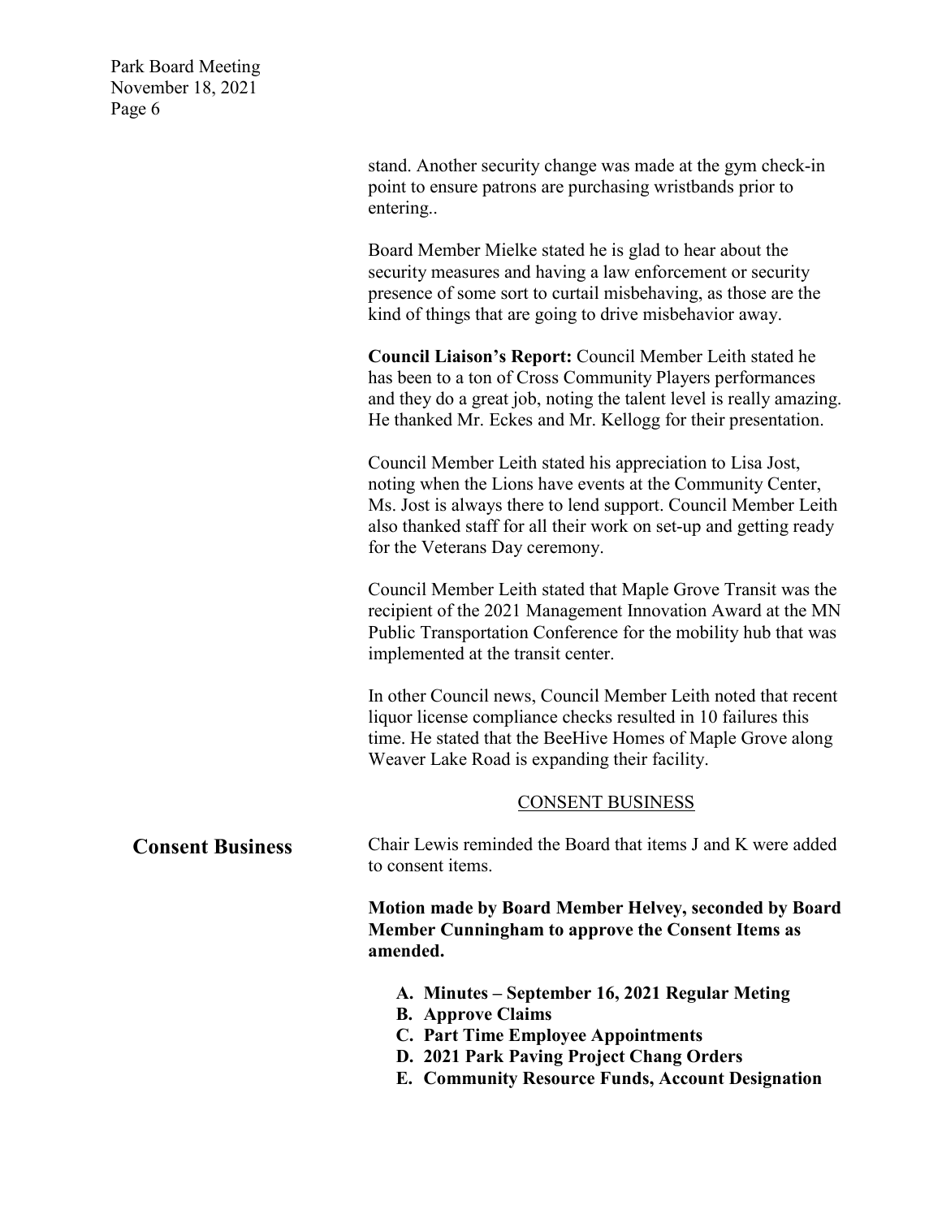stand. Another security change was made at the gym check-in point to ensure patrons are purchasing wristbands prior to entering..

Board Member Mielke stated he is glad to hear about the security measures and having a law enforcement or security presence of some sort to curtail misbehaving, as those are the kind of things that are going to drive misbehavior away.

**Council Liaison's Report:** Council Member Leith stated he has been to a ton of Cross Community Players performances and they do a great job, noting the talent level is really amazing. He thanked Mr. Eckes and Mr. Kellogg for their presentation.

Council Member Leith stated his appreciation to Lisa Jost, noting when the Lions have events at the Community Center, Ms. Jost is always there to lend support. Council Member Leith also thanked staff for all their work on set-up and getting ready for the Veterans Day ceremony.

Council Member Leith stated that Maple Grove Transit was the recipient of the 2021 Management Innovation Award at the MN Public Transportation Conference for the mobility hub that was implemented at the transit center.

In other Council news, Council Member Leith noted that recent liquor license compliance checks resulted in 10 failures this time. He stated that the BeeHive Homes of Maple Grove along Weaver Lake Road is expanding their facility.

## CONSENT BUSINESS

**Consent Business**

Chair Lewis reminded the Board that items J and K were added to consent items.

**Motion made by Board Member Helvey, seconded by Board Member Cunningham to approve the Consent Items as amended.**

- **A. Minutes – September 16, 2021 Regular Meting**
- **B. Approve Claims**
- **C. Part Time Employee Appointments**
- **D. 2021 Park Paving Project Chang Orders**
- **E. Community Resource Funds, Account Designation**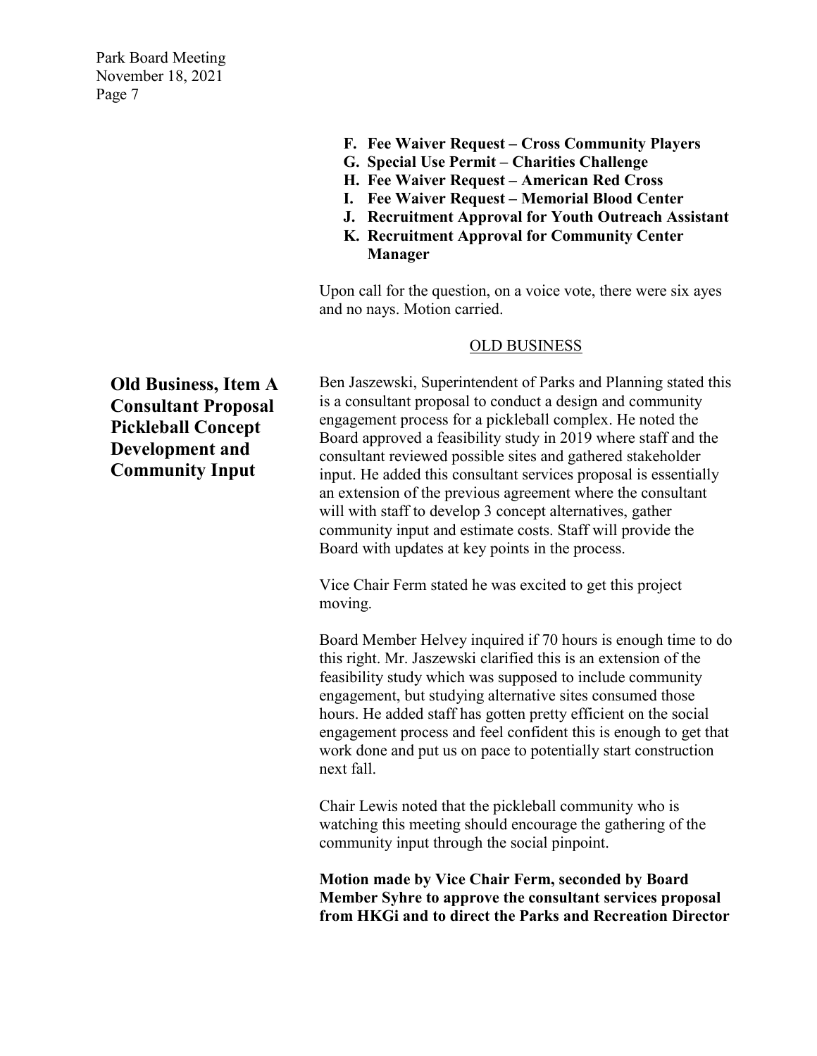**F. Fee Waiver Request – Cross Community Players**
**G. Special Use Permit – Charities Challenge**
**H. Fee Waiver Request – American Red Cross**
**I. Fee Waiver Request – Memorial Blood Center**
**J. Recruitment Approval for Youth Outreach Assistant**
**K. Recruitment Approval for Community Center Manager**

Upon call for the question, on a voice vote, there were six ayes and no nays. Motion carried.

## OLD BUSINESS

### Old Business, Item A Consultant Proposal Pickleball Concept Development and Community Input

Ben Jaszewski, Superintendent of Parks and Planning stated this is a consultant proposal to conduct a design and community engagement process for a pickleball complex. He noted the Board approved a feasibility study in 2019 where staff and the consultant reviewed possible sites and gathered stakeholder input. He added this consultant services proposal is essentially an extension of the previous agreement where the consultant will with staff to develop 3 concept alternatives, gather community input and estimate costs. Staff will provide the Board with updates at key points in the process.

Vice Chair Ferm stated he was excited to get this project moving.

Board Member Helvey inquired if 70 hours is enough time to do this right. Mr. Jaszewski clarified this is an extension of the feasibility study which was supposed to include community engagement, but studying alternative sites consumed those hours. He added staff has gotten pretty efficient on the social engagement process and feel confident this is enough to get that work done and put us on pace to potentially start construction next fall.

Chair Lewis noted that the pickleball community who is watching this meeting should encourage the gathering of the community input through the social pinpoint.

**Motion made by Vice Chair Ferm, seconded by Board Member Syhre to approve the consultant services proposal from HKGi and to direct the Parks and Recreation Director**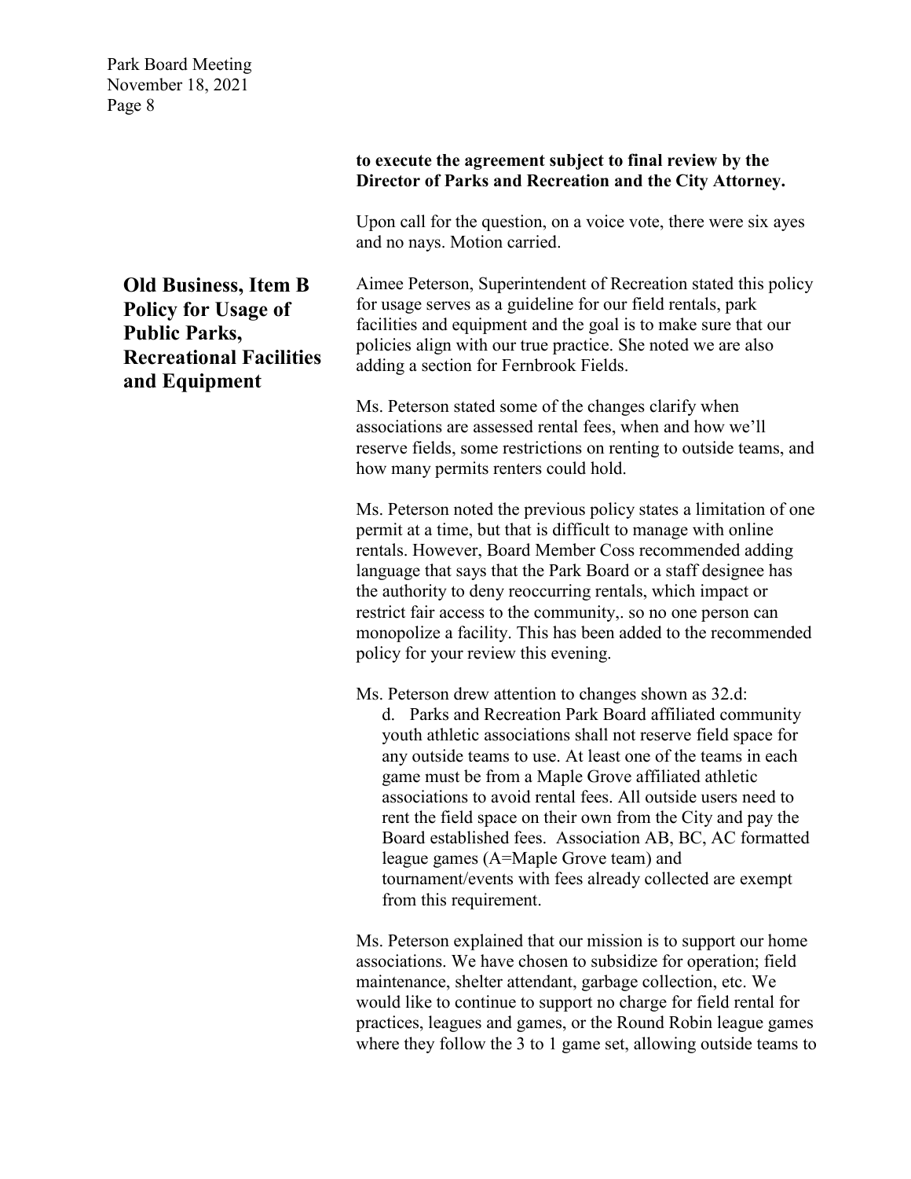**to execute the agreement subject to final review by the Director of Parks and Recreation and the City Attorney.**

Upon call for the question, on a voice vote, there were six ayes and no nays. Motion carried.

## Old Business, Item B Policy for Usage of Public Parks, Recreational Facilities and Equipment

Aimee Peterson, Superintendent of Recreation stated this policy for usage serves as a guideline for our field rentals, park facilities and equipment and the goal is to make sure that our policies align with our true practice. She noted we are also adding a section for Fernbrook Fields.

Ms. Peterson stated some of the changes clarify when associations are assessed rental fees, when and how we'll reserve fields, some restrictions on renting to outside teams, and how many permits renters could hold.

Ms. Peterson noted the previous policy states a limitation of one permit at a time, but that is difficult to manage with online rentals. However, Board Member Coss recommended adding language that says that the Park Board or a staff designee has the authority to deny reoccurring rentals, which impact or restrict fair access to the community,. so no one person can monopolize a facility. This has been added to the recommended policy for your review this evening.

Ms. Peterson drew attention to changes shown as 32.d:

> d. Parks and Recreation Park Board affiliated community youth athletic associations shall not reserve field space for any outside teams to use. At least one of the teams in each game must be from a Maple Grove affiliated athletic associations to avoid rental fees. All outside users need to rent the field space on their own from the City and pay the Board established fees. Association AB, BC, AC formatted league games (A=Maple Grove team) and tournament/events with fees already collected are exempt from this requirement.

Ms. Peterson explained that our mission is to support our home associations. We have chosen to subsidize for operation; field maintenance, shelter attendant, garbage collection, etc. We would like to continue to support no charge for field rental for practices, leagues and games, or the Round Robin league games where they follow the 3 to 1 game set, allowing outside teams to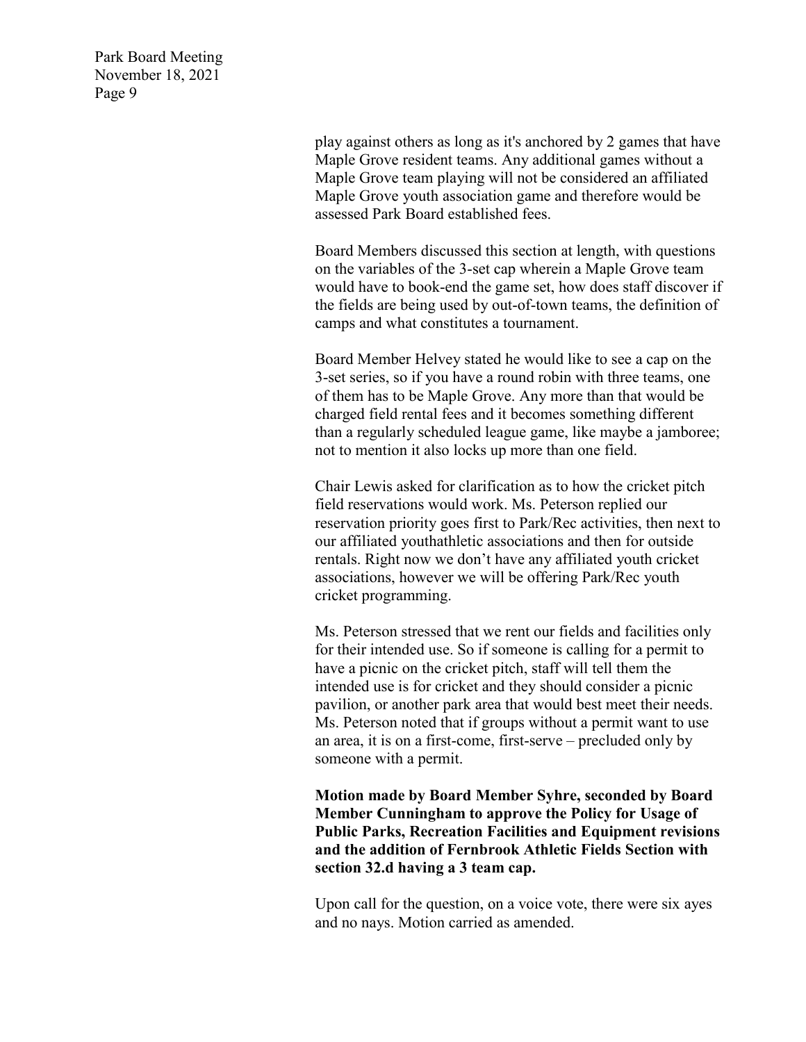play against others as long as it's anchored by 2 games that have Maple Grove resident teams. Any additional games without a Maple Grove team playing will not be considered an affiliated Maple Grove youth association game and therefore would be assessed Park Board established fees.

Board Members discussed this section at length, with questions on the variables of the 3-set cap wherein a Maple Grove team would have to book-end the game set, how does staff discover if the fields are being used by out-of-town teams, the definition of camps and what constitutes a tournament.

Board Member Helvey stated he would like to see a cap on the 3-set series, so if you have a round robin with three teams, one of them has to be Maple Grove. Any more than that would be charged field rental fees and it becomes something different than a regularly scheduled league game, like maybe a jamboree; not to mention it also locks up more than one field.

Chair Lewis asked for clarification as to how the cricket pitch field reservations would work. Ms. Peterson replied our reservation priority goes first to Park/Rec activities, then next to our affiliated youthathletic associations and then for outside rentals. Right now we don't have any affiliated youth cricket associations, however we will be offering Park/Rec youth cricket programming.

Ms. Peterson stressed that we rent our fields and facilities only for their intended use. So if someone is calling for a permit to have a picnic on the cricket pitch, staff will tell them the intended use is for cricket and they should consider a picnic pavilion, or another park area that would best meet their needs. Ms. Peterson noted that if groups without a permit want to use an area, it is on a first-come, first-serve – precluded only by someone with a permit.

**Motion made by Board Member Syhre, seconded by Board Member Cunningham to approve the Policy for Usage of Public Parks, Recreation Facilities and Equipment revisions and the addition of Fernbrook Athletic Fields Section with section 32.d having a 3 team cap.**

Upon call for the question, on a voice vote, there were six ayes and no nays. Motion carried as amended.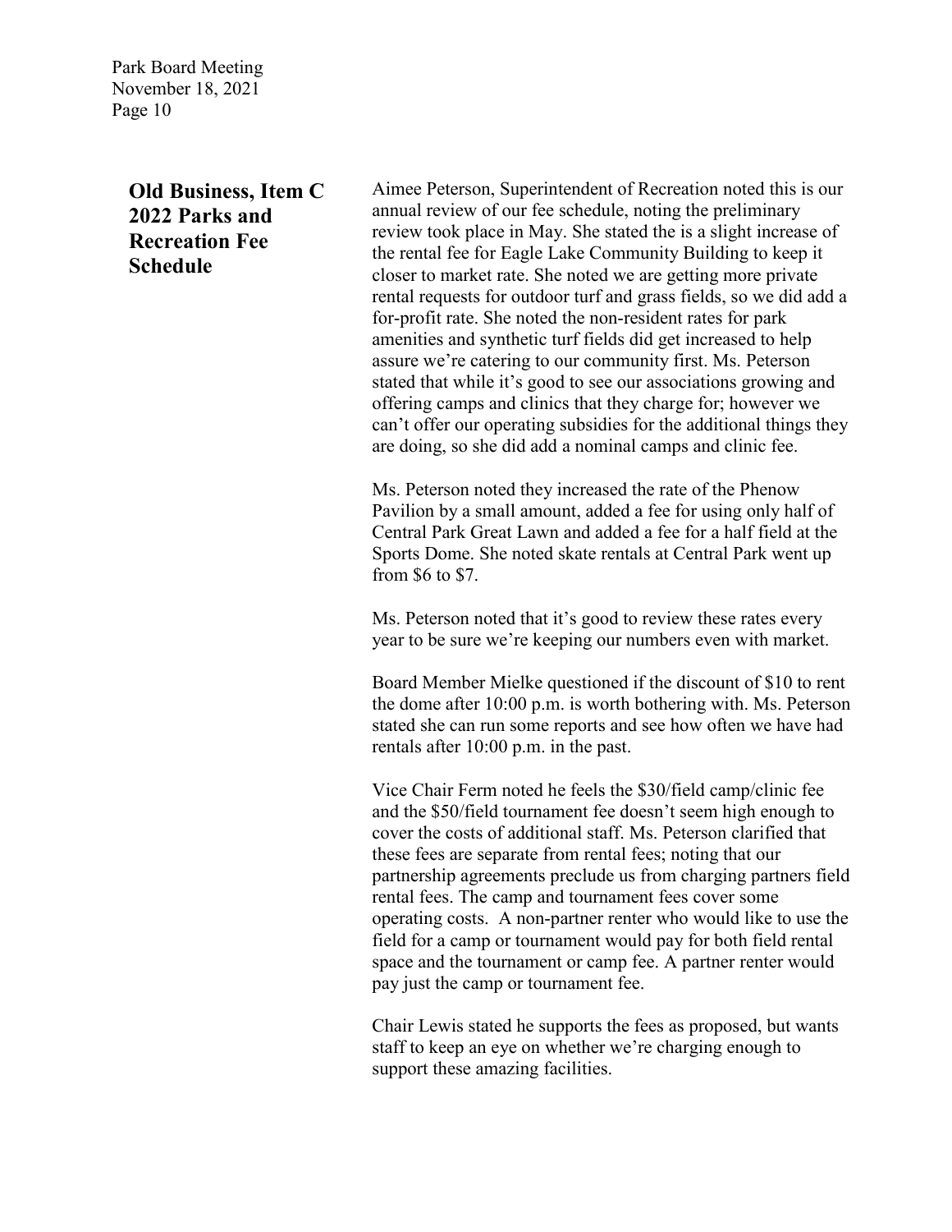## Old Business, Item C 2022 Parks and Recreation Fee Schedule

Aimee Peterson, Superintendent of Recreation noted this is our annual review of our fee schedule, noting the preliminary review took place in May. She stated the is a slight increase of the rental fee for Eagle Lake Community Building to keep it closer to market rate. She noted we are getting more private rental requests for outdoor turf and grass fields, so we did add a for-profit rate. She noted the non-resident rates for park amenities and synthetic turf fields did get increased to help assure we're catering to our community first. Ms. Peterson stated that while it's good to see our associations growing and offering camps and clinics that they charge for; however we can't offer our operating subsidies for the additional things they are doing, so she did add a nominal camps and clinic fee.

Ms. Peterson noted they increased the rate of the Phenow Pavilion by a small amount, added a fee for using only half of Central Park Great Lawn and added a fee for a half field at the Sports Dome. She noted skate rentals at Central Park went up from $6 to $7.

Ms. Peterson noted that it's good to review these rates every year to be sure we're keeping our numbers even with market.

Board Member Mielke questioned if the discount of $10 to rent the dome after 10:00 p.m. is worth bothering with. Ms. Peterson stated she can run some reports and see how often we have had rentals after 10:00 p.m. in the past.

Vice Chair Ferm noted he feels the $30/field camp/clinic fee and the $50/field tournament fee doesn't seem high enough to cover the costs of additional staff. Ms. Peterson clarified that these fees are separate from rental fees; noting that our partnership agreements preclude us from charging partners field rental fees. The camp and tournament fees cover some operating costs. A non-partner renter who would like to use the field for a camp or tournament would pay for both field rental space and the tournament or camp fee. A partner renter would pay just the camp or tournament fee.

Chair Lewis stated he supports the fees as proposed, but wants staff to keep an eye on whether we're charging enough to support these amazing facilities.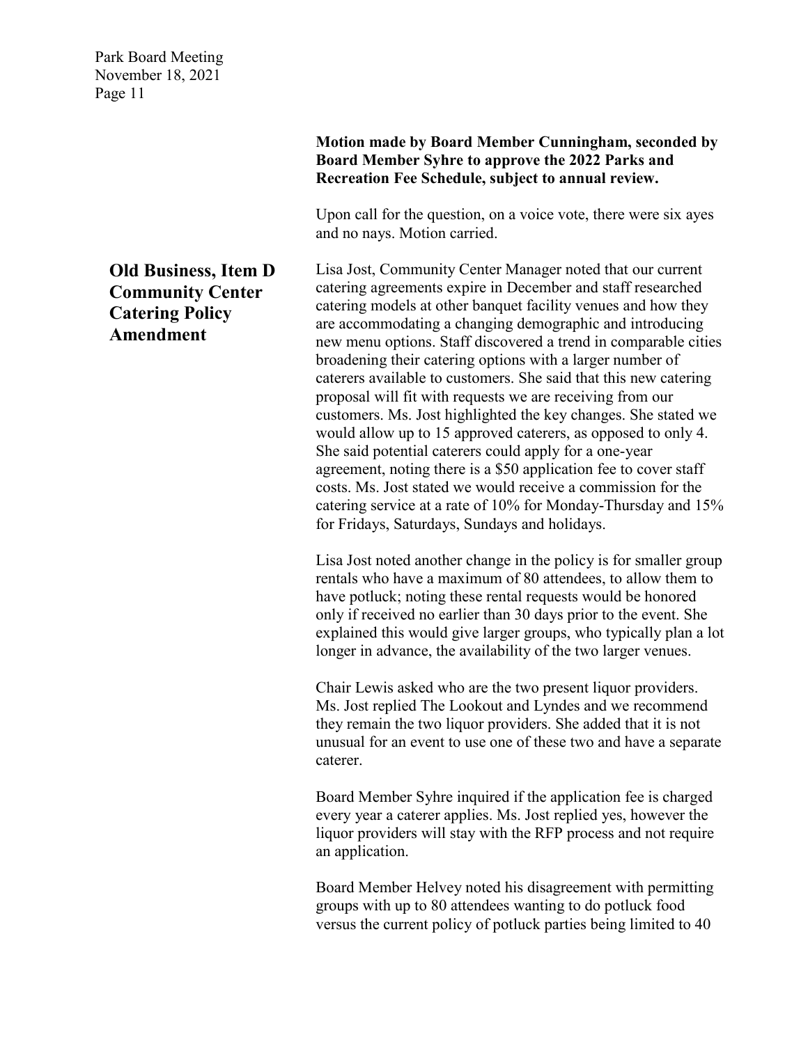**Motion made by Board Member Cunningham, seconded by Board Member Syhre to approve the 2022 Parks and Recreation Fee Schedule, subject to annual review.**

Upon call for the question, on a voice vote, there were six ayes and no nays. Motion carried.

## Old Business, Item D Community Center Catering Policy Amendment

Lisa Jost, Community Center Manager noted that our current catering agreements expire in December and staff researched catering models at other banquet facility venues and how they are accommodating a changing demographic and introducing new menu options. Staff discovered a trend in comparable cities broadening their catering options with a larger number of caterers available to customers. She said that this new catering proposal will fit with requests we are receiving from our customers. Ms. Jost highlighted the key changes. She stated we would allow up to 15 approved caterers, as opposed to only 4. She said potential caterers could apply for a one-year agreement, noting there is a $50 application fee to cover staff costs. Ms. Jost stated we would receive a commission for the catering service at a rate of 10% for Monday-Thursday and 15% for Fridays, Saturdays, Sundays and holidays.

Lisa Jost noted another change in the policy is for smaller group rentals who have a maximum of 80 attendees, to allow them to have potluck; noting these rental requests would be honored only if received no earlier than 30 days prior to the event. She explained this would give larger groups, who typically plan a lot longer in advance, the availability of the two larger venues.

Chair Lewis asked who are the two present liquor providers. Ms. Jost replied The Lookout and Lyndes and we recommend they remain the two liquor providers. She added that it is not unusual for an event to use one of these two and have a separate caterer.

Board Member Syhre inquired if the application fee is charged every year a caterer applies. Ms. Jost replied yes, however the liquor providers will stay with the RFP process and not require an application.

Board Member Helvey noted his disagreement with permitting groups with up to 80 attendees wanting to do potluck food versus the current policy of potluck parties being limited to 40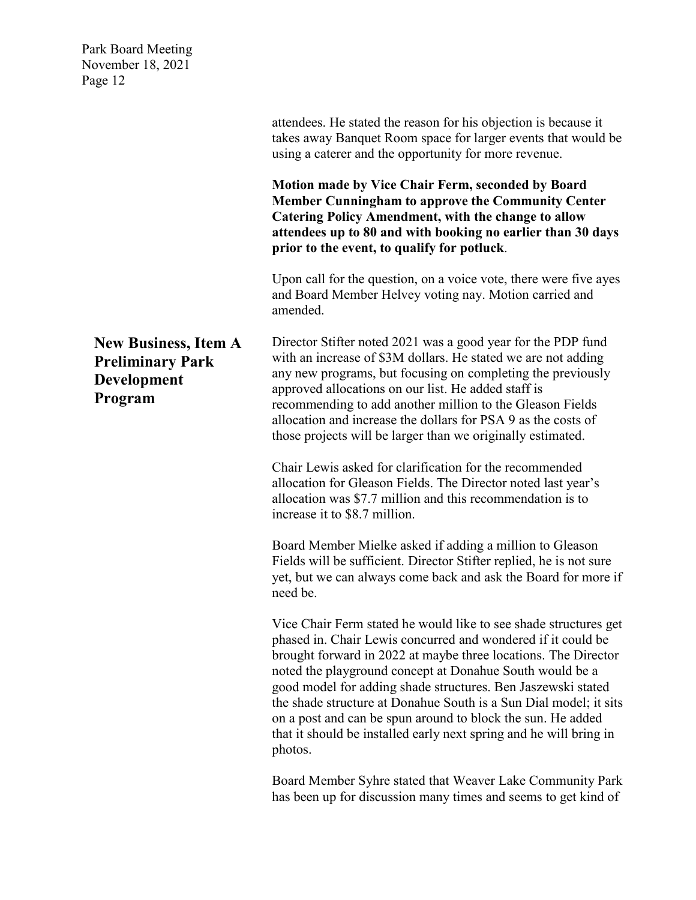attendees. He stated the reason for his objection is because it takes away Banquet Room space for larger events that would be using a caterer and the opportunity for more revenue.

**Motion made by Vice Chair Ferm, seconded by Board Member Cunningham to approve the Community Center Catering Policy Amendment, with the change to allow attendees up to 80 and with booking no earlier than 30 days prior to the event, to qualify for potluck**.

Upon call for the question, on a voice vote, there were five ayes and Board Member Helvey voting nay. Motion carried and amended.

## New Business, Item A Preliminary Park Development Program

Director Stifter noted 2021 was a good year for the PDP fund with an increase of $3M dollars. He stated we are not adding any new programs, but focusing on completing the previously approved allocations on our list. He added staff is recommending to add another million to the Gleason Fields allocation and increase the dollars for PSA 9 as the costs of those projects will be larger than we originally estimated.

Chair Lewis asked for clarification for the recommended allocation for Gleason Fields. The Director noted last year's allocation was $7.7 million and this recommendation is to increase it to $8.7 million.

Board Member Mielke asked if adding a million to Gleason Fields will be sufficient. Director Stifter replied, he is not sure yet, but we can always come back and ask the Board for more if need be.

Vice Chair Ferm stated he would like to see shade structures get phased in. Chair Lewis concurred and wondered if it could be brought forward in 2022 at maybe three locations. The Director noted the playground concept at Donahue South would be a good model for adding shade structures. Ben Jaszewski stated the shade structure at Donahue South is a Sun Dial model; it sits on a post and can be spun around to block the sun. He added that it should be installed early next spring and he will bring in photos.

Board Member Syhre stated that Weaver Lake Community Park has been up for discussion many times and seems to get kind of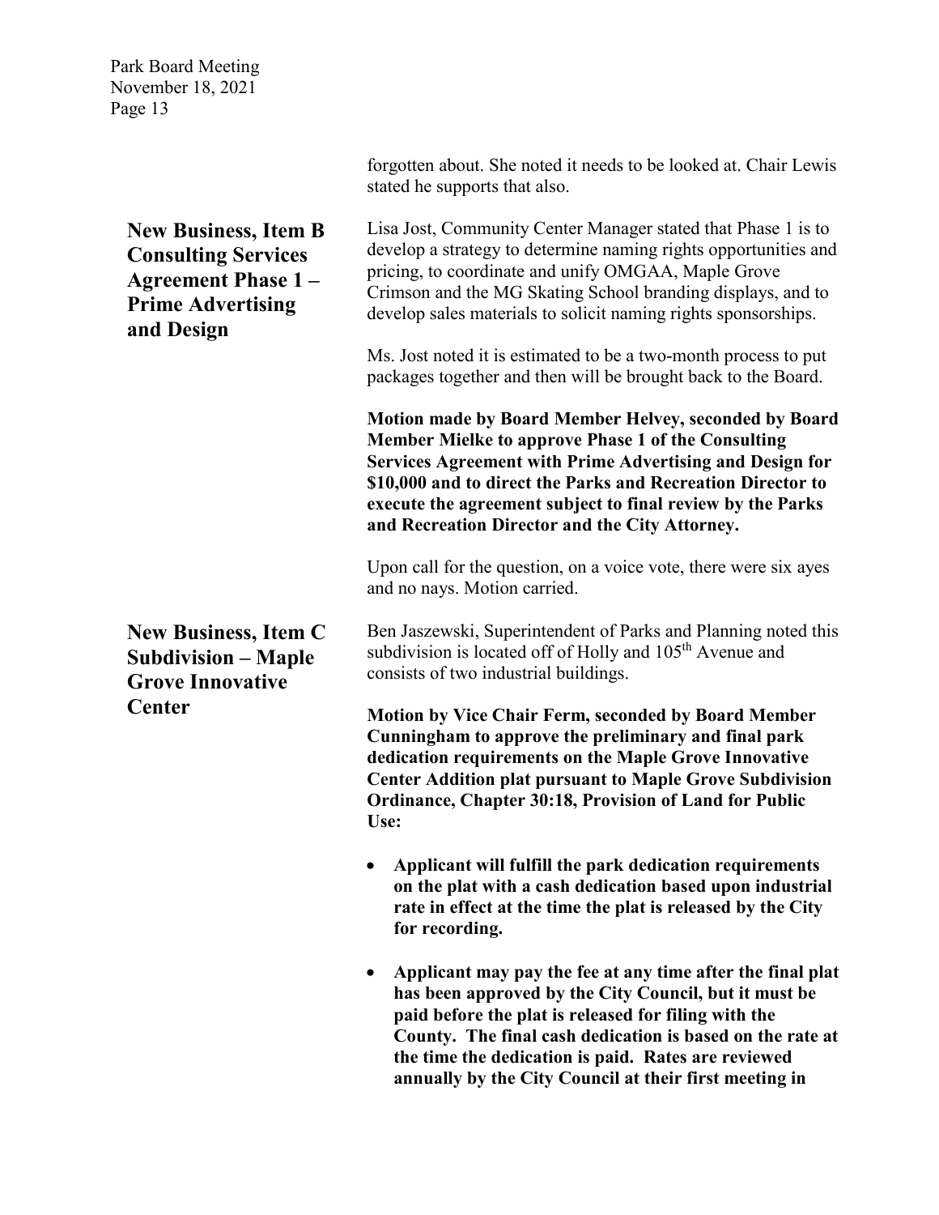forgotten about. She noted it needs to be looked at. Chair Lewis stated he supports that also.

**New Business, Item B Consulting Services Agreement Phase 1 – Prime Advertising and Design**

Lisa Jost, Community Center Manager stated that Phase 1 is to develop a strategy to determine naming rights opportunities and pricing, to coordinate and unify OMGAA, Maple Grove Crimson and the MG Skating School branding displays, and to develop sales materials to solicit naming rights sponsorships.

Ms. Jost noted it is estimated to be a two-month process to put packages together and then will be brought back to the Board.

**Motion made by Board Member Helvey, seconded by Board Member Mielke to approve Phase 1 of the Consulting Services Agreement with Prime Advertising and Design for $10,000 and to direct the Parks and Recreation Director to execute the agreement subject to final review by the Parks and Recreation Director and the City Attorney.**

Upon call for the question, on a voice vote, there were six ayes and no nays. Motion carried.

**New Business, Item C Subdivision – Maple Grove Innovative Center**

Ben Jaszewski, Superintendent of Parks and Planning noted this subdivision is located off of Holly and 105th Avenue and consists of two industrial buildings.

**Motion by Vice Chair Ferm, seconded by Board Member Cunningham to approve the preliminary and final park dedication requirements on the Maple Grove Innovative Center Addition plat pursuant to Maple Grove Subdivision Ordinance, Chapter 30:18, Provision of Land for Public Use:**

- **Applicant will fulfill the park dedication requirements on the plat with a cash dedication based upon industrial rate in effect at the time the plat is released by the City for recording.**
- **Applicant may pay the fee at any time after the final plat has been approved by the City Council, but it must be paid before the plat is released for filing with the County. The final cash dedication is based on the rate at the time the dedication is paid. Rates are reviewed annually by the City Council at their first meeting in**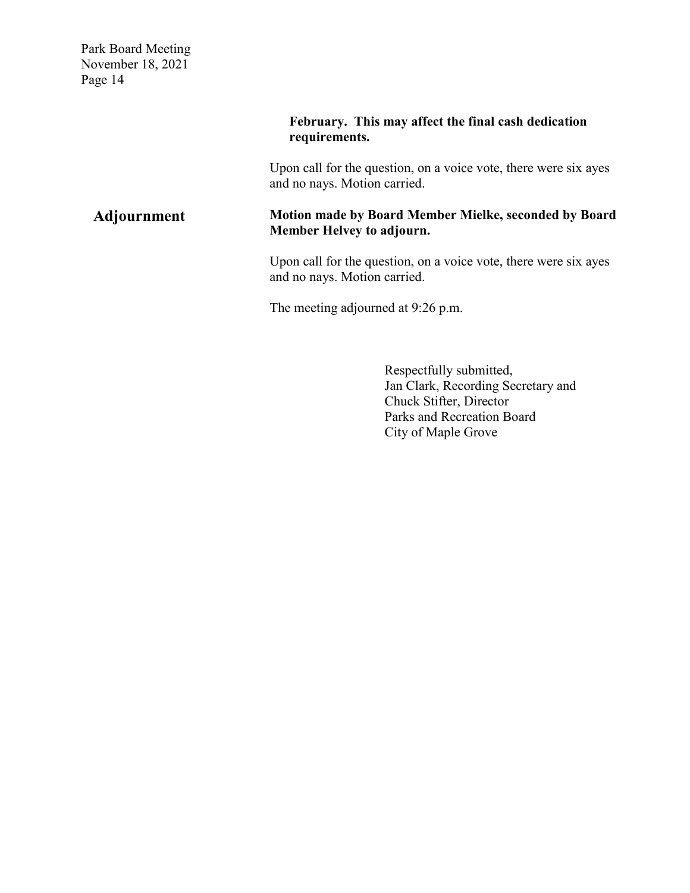**February. This may affect the final cash dedication requirements.**

Upon call for the question, on a voice vote, there were six ayes and no nays. Motion carried.

## Adjournment

**Motion made by Board Member Mielke, seconded by Board Member Helvey to adjourn.**

Upon call for the question, on a voice vote, there were six ayes and no nays. Motion carried.

The meeting adjourned at 9:26 p.m.

Respectfully submitted,
Jan Clark, Recording Secretary and
Chuck Stifter, Director
Parks and Recreation Board
City of Maple Grove